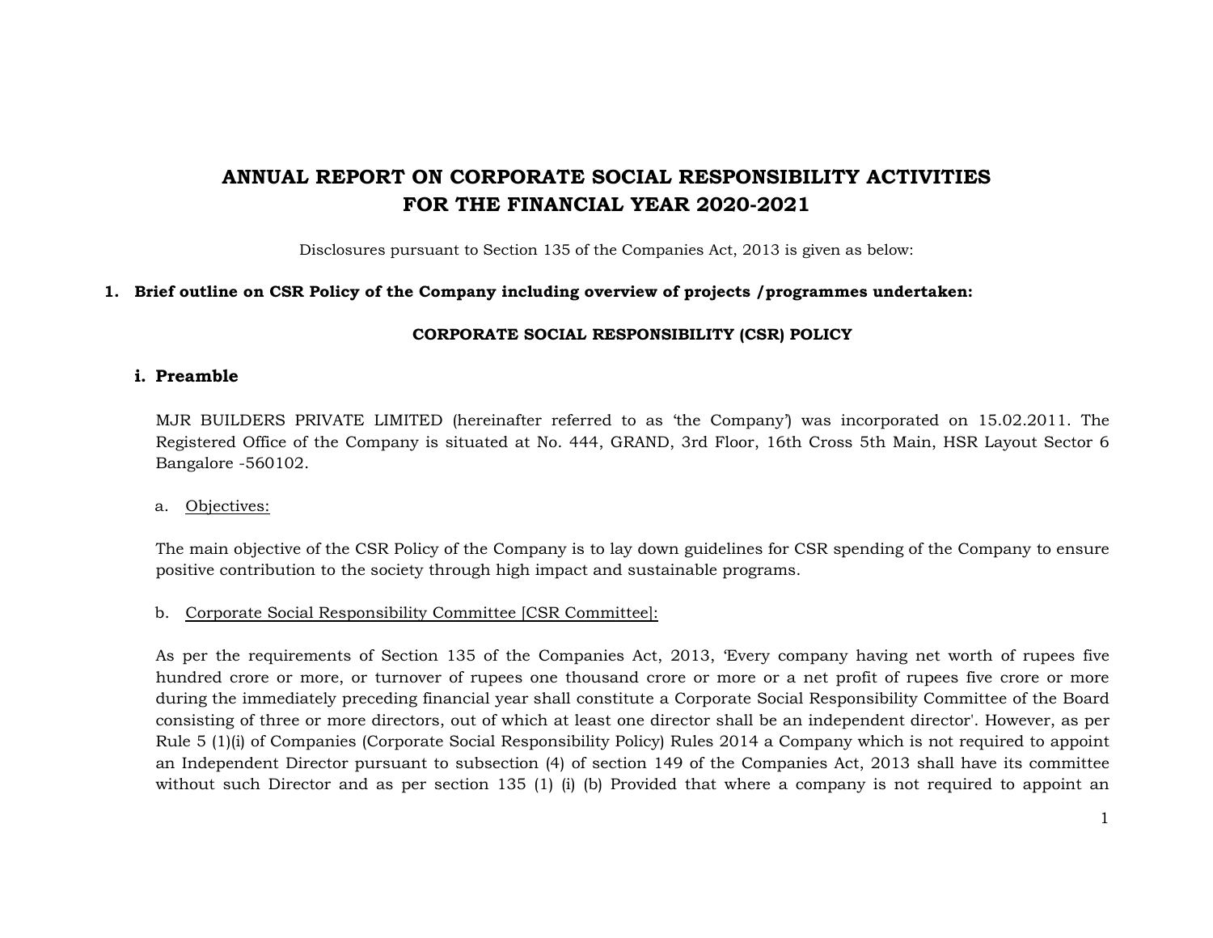# ANNUAL REPORT ON CORPORATE SOCIAL RESPONSIBILITY ACTIVITIES FOR THE FINANCIAL YEAR 2020-2021

Disclosures pursuant to Section 135 of the Companies Act, 2013 is given as below:

**1. Brief outline on CSR Policy of the Company including overview of projects /programmes undertaken:**

## CORPORATE SOCIAL RESPONSIBILITY (CSR) POLICY

### i. Preamble

MJR BUILDERS PRIVATE LIMITED (hereinafter referred to as 'the Company') was incorporated on 15.02.2011. The Registered Office of the Company is situated at No. 444, GRAND, 3rd Floor, 16th Cross 5th Main, HSR Layout Sector 6 Bangalore -560102.

a. <u>Objectives:</u>

The main objective of the CSR Policy of the Company is to lay down guidelines for CSR spending of the Company to ensure positive contribution to the society through high impact and sustainable programs.

b. <u>Corporate Social Responsibility Committee [CSR Committee]:</u>

As per the requirements of Section 135 of the Companies Act, 2013, 'Every company having net worth of rupees five hundred crore or more, or turnover of rupees one thousand crore or more or a net profit of rupees five crore or more during the immediately preceding financial year shall constitute a Corporate Social Responsibility Committee of the Board consisting of three or more directors, out of which at least one director shall be an independent director'. However, as per Rule 5 (1)(i) of Companies (Corporate Social Responsibility Policy) Rules 2014 a Company which is not required to appoint an Independent Director pursuant to subsection (4) of section 149 of the Companies Act, 2013 shall have its committee without such Director and as per section 135 (1) (i) (b) Provided that where a company is not required to appoint an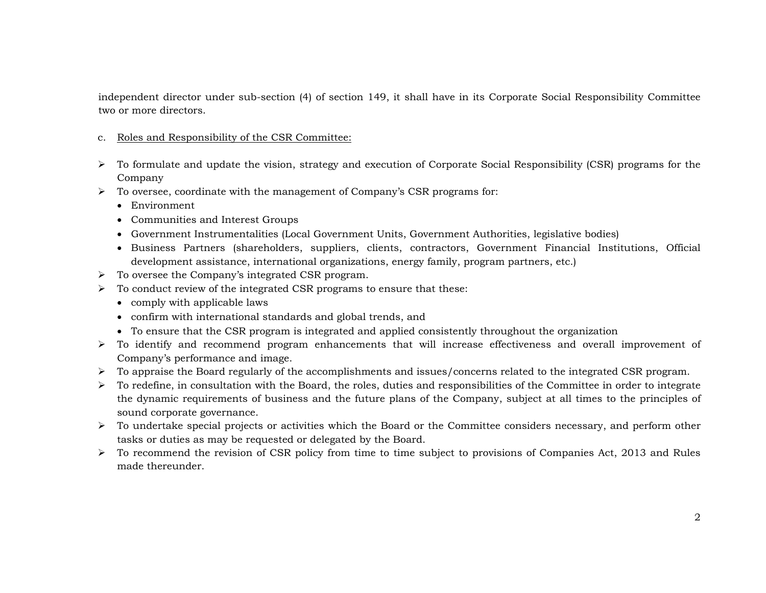independent director under sub-section (4) of section 149, it shall have in its Corporate Social Responsibility Committee two or more directors.

c. Roles and Responsibility of the CSR Committee:

- To formulate and update the vision, strategy and execution of Corporate Social Responsibility (CSR) programs for the Company
- To oversee, coordinate with the management of Company's CSR programs for:
  - Environment
  - Communities and Interest Groups
  - Government Instrumentalities (Local Government Units, Government Authorities, legislative bodies)
  - Business Partners (shareholders, suppliers, clients, contractors, Government Financial Institutions, Official development assistance, international organizations, energy family, program partners, etc.)
- To oversee the Company's integrated CSR program.
- To conduct review of the integrated CSR programs to ensure that these:
  - comply with applicable laws
  - confirm with international standards and global trends, and
  - To ensure that the CSR program is integrated and applied consistently throughout the organization
- To identify and recommend program enhancements that will increase effectiveness and overall improvement of Company's performance and image.
- To appraise the Board regularly of the accomplishments and issues/concerns related to the integrated CSR program.
- To redefine, in consultation with the Board, the roles, duties and responsibilities of the Committee in order to integrate the dynamic requirements of business and the future plans of the Company, subject at all times to the principles of sound corporate governance.
- To undertake special projects or activities which the Board or the Committee considers necessary, and perform other tasks or duties as may be requested or delegated by the Board.
- To recommend the revision of CSR policy from time to time subject to provisions of Companies Act, 2013 and Rules made thereunder.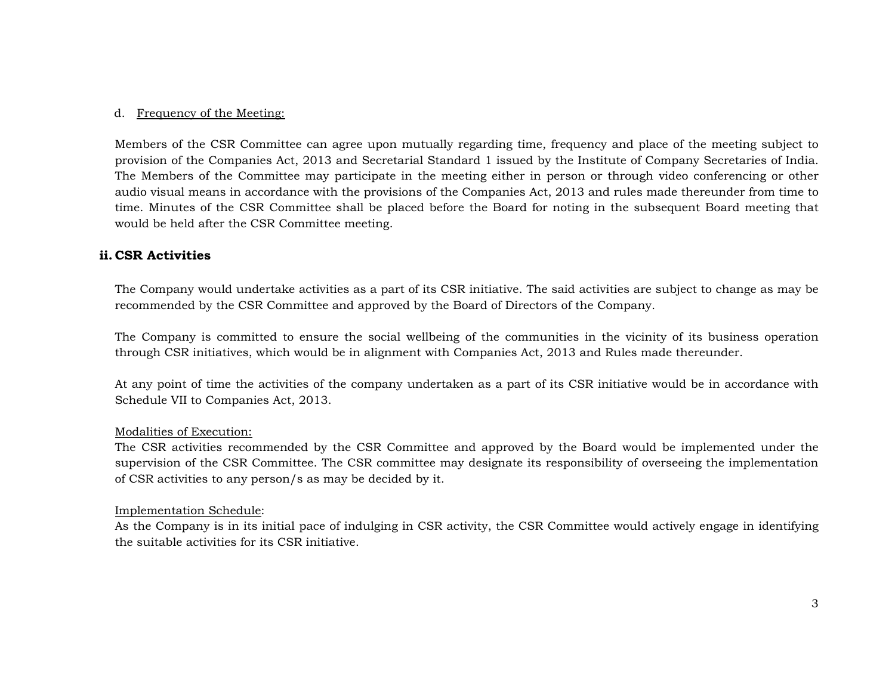d. <u>Frequency of the Meeting:</u>

Members of the CSR Committee can agree upon mutually regarding time, frequency and place of the meeting subject to provision of the Companies Act, 2013 and Secretarial Standard 1 issued by the Institute of Company Secretaries of India. The Members of the Committee may participate in the meeting either in person or through video conferencing or other audio visual means in accordance with the provisions of the Companies Act, 2013 and rules made thereunder from time to time. Minutes of the CSR Committee shall be placed before the Board for noting in the subsequent Board meeting that would be held after the CSR Committee meeting.

## ii. CSR Activities

The Company would undertake activities as a part of its CSR initiative. The said activities are subject to change as may be recommended by the CSR Committee and approved by the Board of Directors of the Company.

The Company is committed to ensure the social wellbeing of the communities in the vicinity of its business operation through CSR initiatives, which would be in alignment with Companies Act, 2013 and Rules made thereunder.

At any point of time the activities of the company undertaken as a part of its CSR initiative would be in accordance with Schedule VII to Companies Act, 2013.

<u>Modalities of Execution:</u>
The CSR activities recommended by the CSR Committee and approved by the Board would be implemented under the supervision of the CSR Committee. The CSR committee may designate its responsibility of overseeing the implementation of CSR activities to any person/s as may be decided by it.

<u>Implementation Schedule</u>:
As the Company is in its initial pace of indulging in CSR activity, the CSR Committee would actively engage in identifying the suitable activities for its CSR initiative.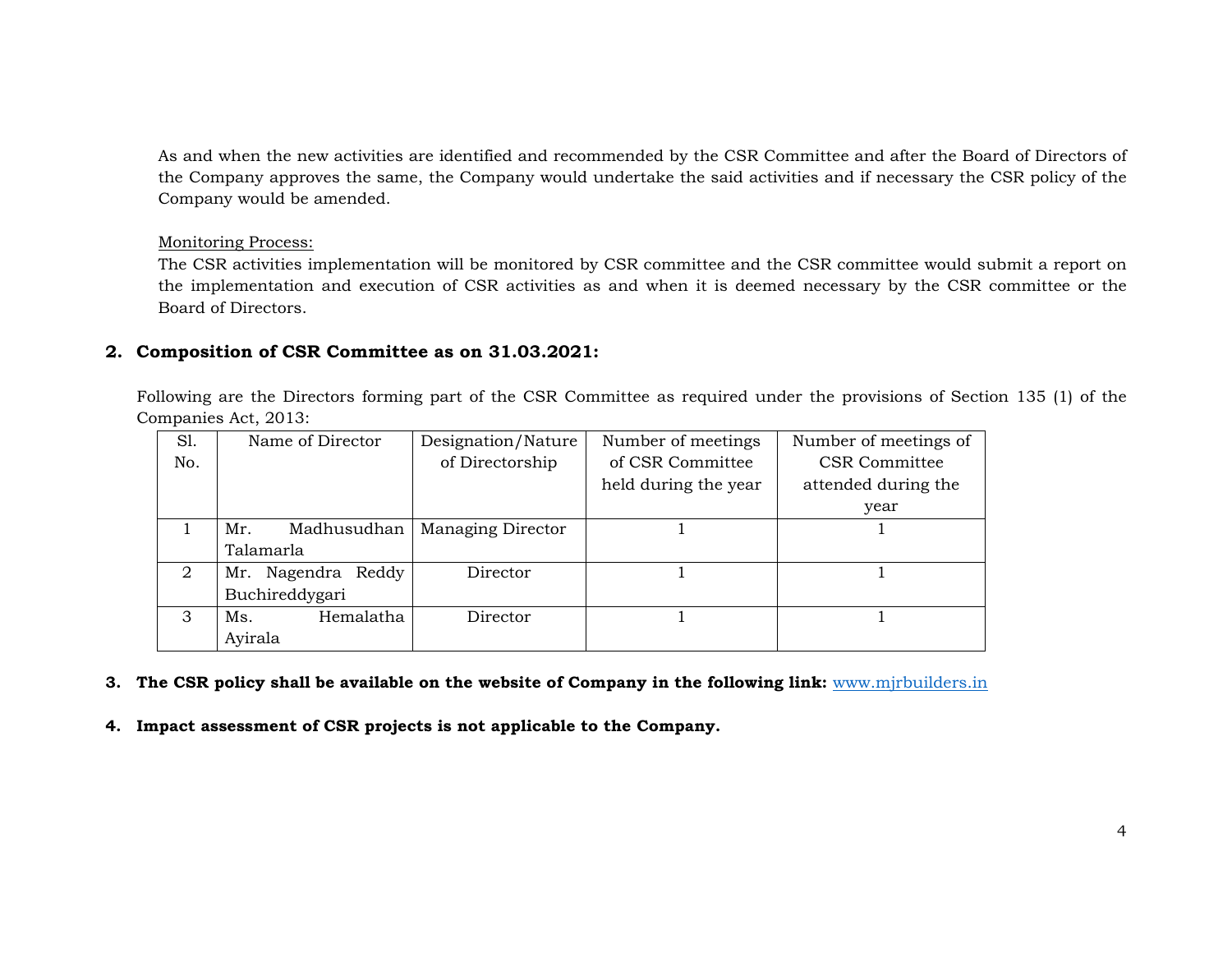As and when the new activities are identified and recommended by the CSR Committee and after the Board of Directors of the Company approves the same, the Company would undertake the said activities and if necessary the CSR policy of the Company would be amended.

Monitoring Process:

The CSR activities implementation will be monitored by CSR committee and the CSR committee would submit a report on the implementation and execution of CSR activities as and when it is deemed necessary by the CSR committee or the Board of Directors.

## 2. Composition of CSR Committee as on 31.03.2021:

Following are the Directors forming part of the CSR Committee as required under the provisions of Section 135 (1) of the Companies Act, 2013:

| Sl. No. | Name of Director | Designation/Nature of Directorship | Number of meetings of CSR Committee held during the year | Number of meetings of CSR Committee attended during the year |
|---|---|---|---|---|
| 1 | Mr. Madhusudhan Talamarla | Managing Director | 1 | 1 |
| 2 | Mr. Nagendra Reddy Buchireddygari | Director | 1 | 1 |
| 3 | Ms. Hemalatha Ayirala | Director | 1 | 1 |

**3. The CSR policy shall be available on the website of Company in the following link:** www.mjrbuilders.in

**4. Impact assessment of CSR projects is not applicable to the Company.**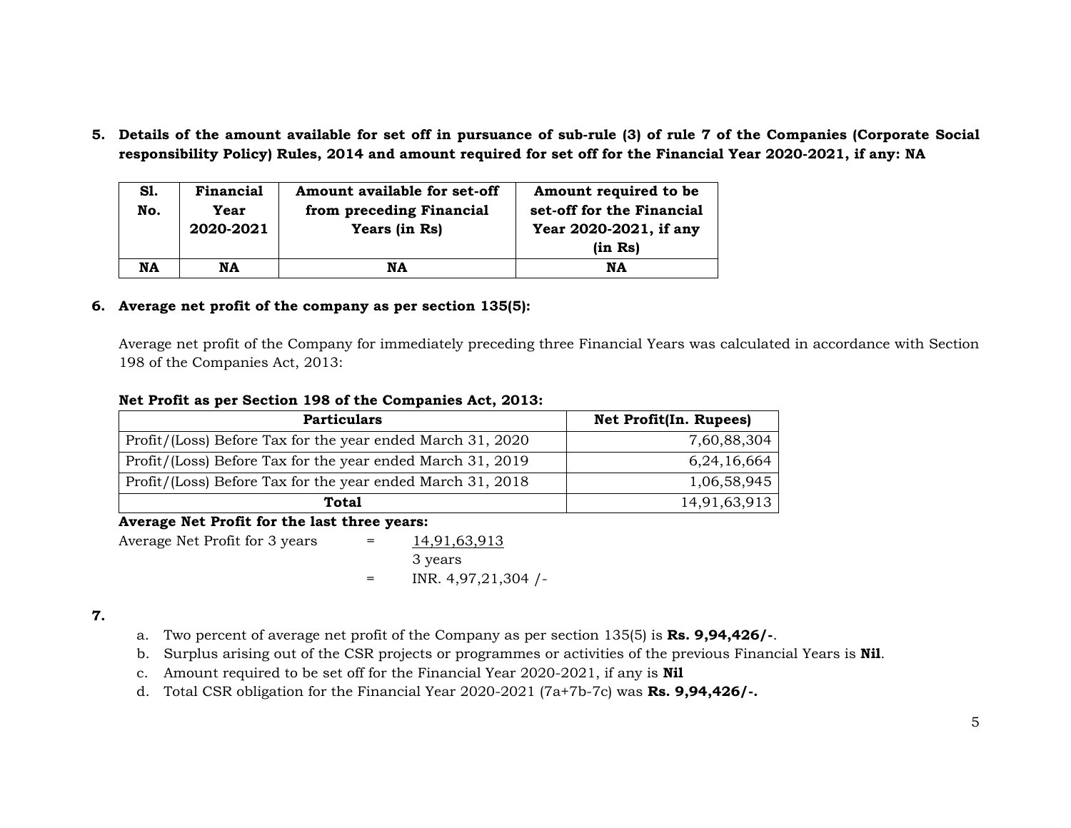**5. Details of the amount available for set off in pursuance of sub-rule (3) of rule 7 of the Companies (Corporate Social responsibility Policy) Rules, 2014 and amount required for set off for the Financial Year 2020-2021, if any: NA**

| Sl. No. | Financial Year 2020-2021 | Amount available for set-off from preceding Financial Years (in Rs) | Amount required to be set-off for the Financial Year 2020-2021, if any (in Rs) |
|---|---|---|---|
| NA | NA | NA | NA |

**6. Average net profit of the company as per section 135(5):**

Average net profit of the Company for immediately preceding three Financial Years was calculated in accordance with Section 198 of the Companies Act, 2013:

**Net Profit as per Section 198 of the Companies Act, 2013:**

| Particulars | Net Profit(In. Rupees) |
|---|---|
| Profit/(Loss) Before Tax for the year ended March 31, 2020 | 7,60,88,304 |
| Profit/(Loss) Before Tax for the year ended March 31, 2019 | 6,24,16,664 |
| Profit/(Loss) Before Tax for the year ended March 31, 2018 | 1,06,58,945 |
| **Total** | 14,91,63,913 |

**Average Net Profit for the last three years:**

Average Net Profit for 3 years = 14,91,63,913 / 3 years

= INR. 4,97,21,304 /-

**7.**

a. Two percent of average net profit of the Company as per section 135(5) is **Rs. 9,94,426/-**.
b. Surplus arising out of the CSR projects or programmes or activities of the previous Financial Years is **Nil**.
c. Amount required to be set off for the Financial Year 2020-2021, if any is **Nil**
d. Total CSR obligation for the Financial Year 2020-2021 (7a+7b-7c) was **Rs. 9,94,426/-.**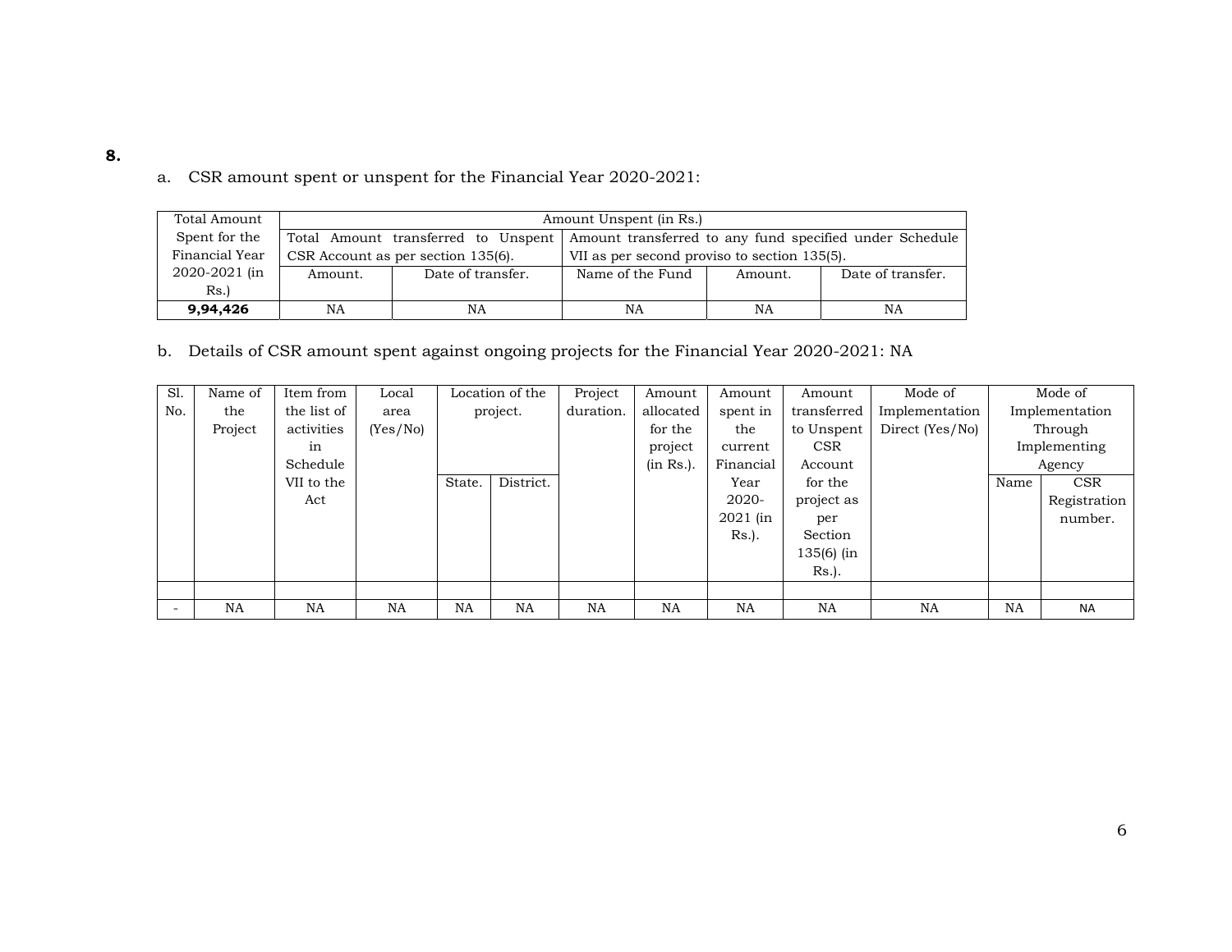**8.**

a. CSR amount spent or unspent for the Financial Year 2020-2021:

| Total Amount Spent for the Financial Year 2020-2021 (in Rs.) | Amount Unspent (in Rs.) | | | | |
|---|---|---|---|---|---|
| | Total Amount transferred to Unspent CSR Account as per section 135(6). | | Amount transferred to any fund specified under Schedule VII as per second proviso to section 135(5). | | |
| | Amount. | Date of transfer. | Name of the Fund | Amount. | Date of transfer. |
| **9,94,426** | NA | NA | NA | NA | NA |

b. Details of CSR amount spent against ongoing projects for the Financial Year 2020-2021: NA

| Sl. No. | Name of the Project | Item from the list of activities in Schedule VII to the Act | Local area (Yes/No) | Location of the project. | | Project duration. | Amount allocated for the project (in Rs.). | Amount spent in the current Financial Year 2020-2021 (in Rs.). | Amount transferred to Unspent CSR Account for the project as per Section 135(6) (in Rs.). | Mode of Implementation Direct (Yes/No) | Mode of Implementation Through Implementing Agency | |
|---|---|---|---|---|---|---|---|---|---|---|---|---|
| | | | | State. | District. | | | | | | Name | CSR Registration number. |
| | | | | | | | | | | | | |
| - | NA | NA | NA | NA | NA | NA | NA | NA | NA | NA | NA | NA |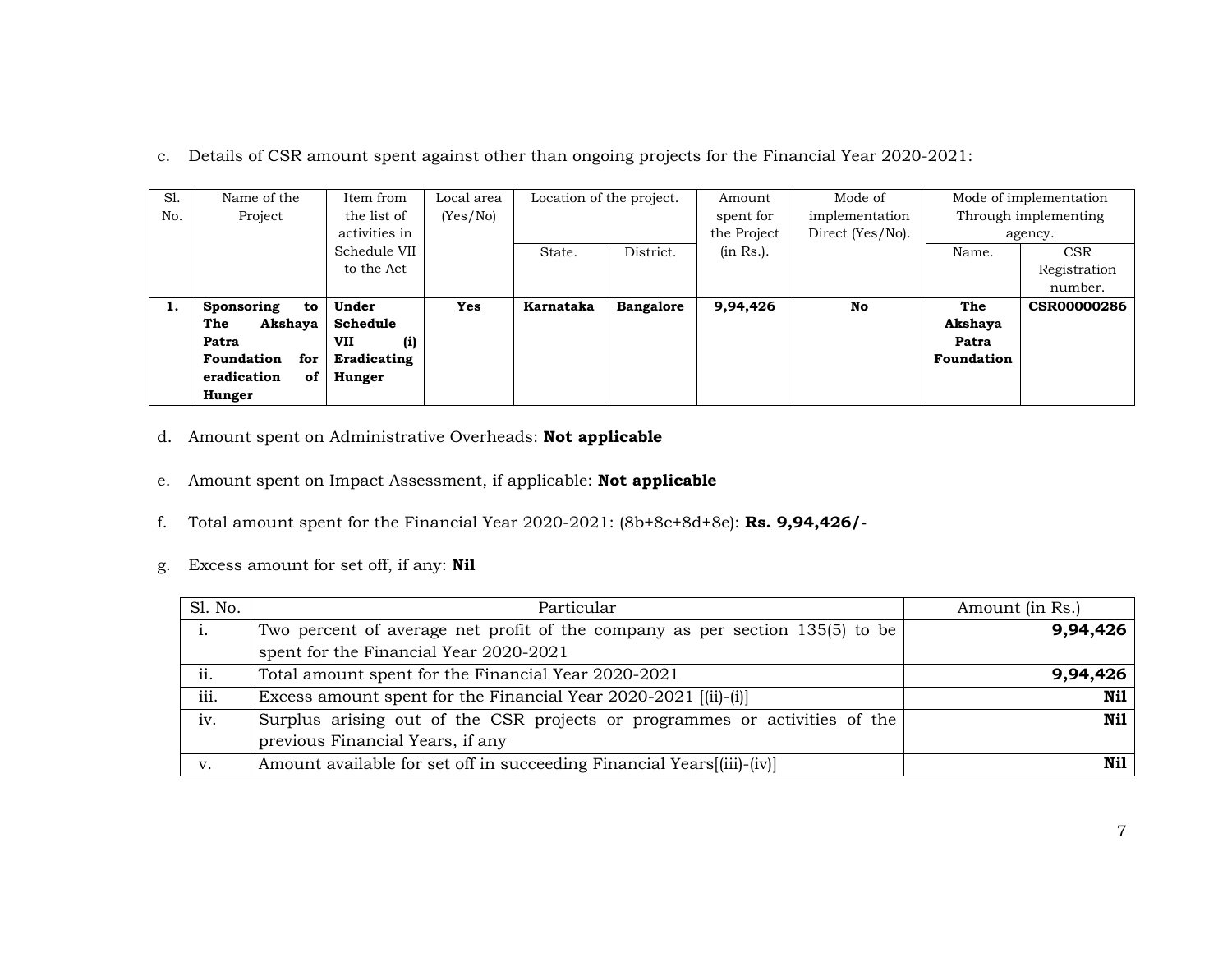c. Details of CSR amount spent against other than ongoing projects for the Financial Year 2020-2021:

| Sl. No. | Name of the Project | Item from the list of activities in Schedule VII to the Act | Local area (Yes/No) | Location of the project. | | Amount spent for the Project (in Rs.). | Mode of implementation Direct (Yes/No). | Mode of implementation Through implementing agency. | |
|---|---|---|---|---|---|---|---|---|---|
| | | | | State. | District. | | | Name. | CSR Registration number. |
| **1.** | **Sponsoring to The Akshaya Patra Foundation for eradication of Hunger** | **Under Schedule VII (i) Eradicating Hunger** | **Yes** | **Karnataka** | **Bangalore** | **9,94,426** | **No** | **The Akshaya Patra Foundation** | **CSR00000286** |

d. Amount spent on Administrative Overheads: **Not applicable**

e. Amount spent on Impact Assessment, if applicable: **Not applicable**

f. Total amount spent for the Financial Year 2020-2021: (8b+8c+8d+8e): **Rs. 9,94,426/-**

g. Excess amount for set off, if any: **Nil**

| Sl. No. | Particular | Amount (in Rs.) |
|---|---|---|
| i. | Two percent of average net profit of the company as per section 135(5) to be spent for the Financial Year 2020-2021 | **9,94,426** |
| ii. | Total amount spent for the Financial Year 2020-2021 | **9,94,426** |
| iii. | Excess amount spent for the Financial Year 2020-2021 [(ii)-(i)] | **Nil** |
| iv. | Surplus arising out of the CSR projects or programmes or activities of the previous Financial Years, if any | **Nil** |
| v. | Amount available for set off in succeeding Financial Years[(iii)-(iv)] | **Nil** |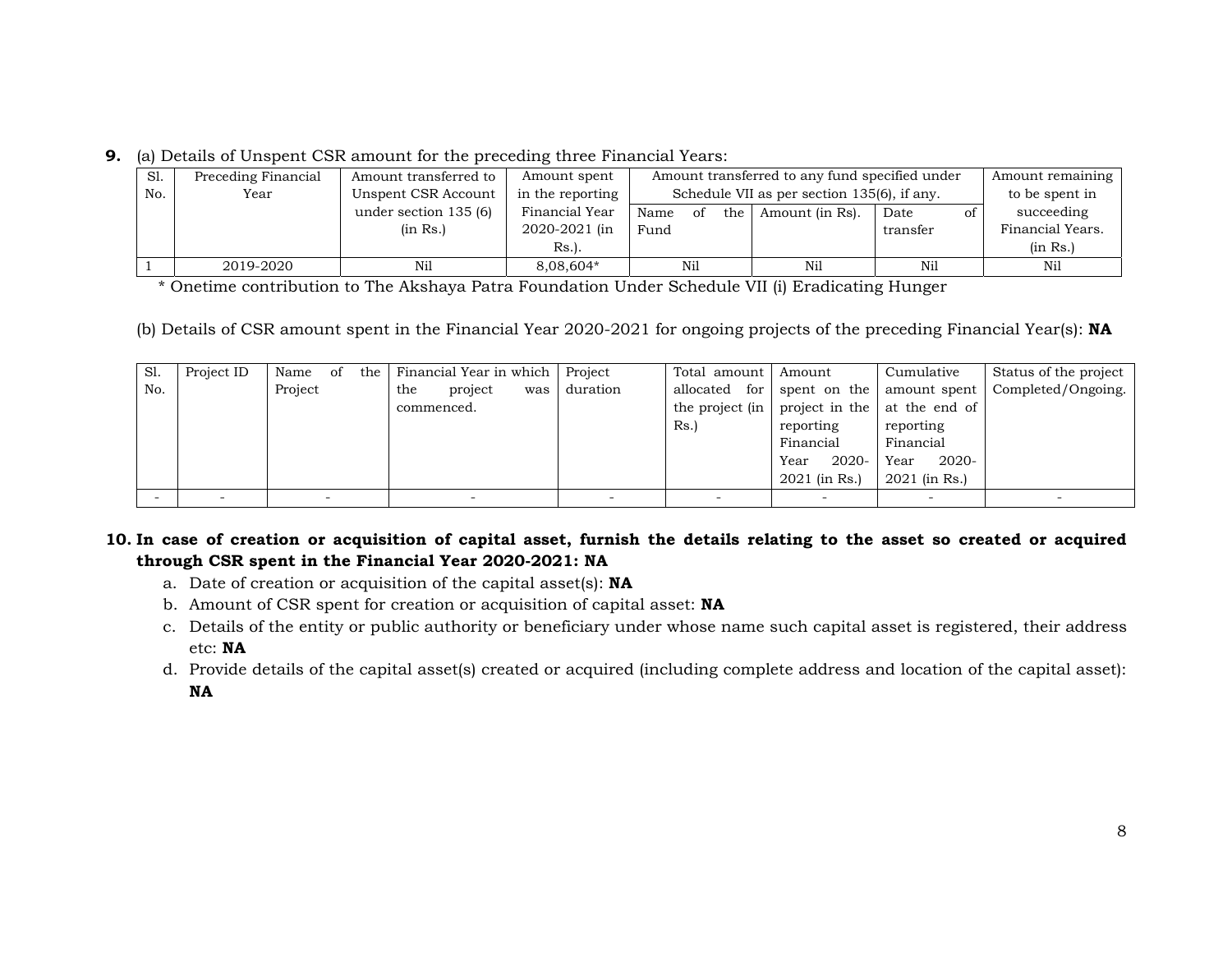**9.** (a) Details of Unspent CSR amount for the preceding three Financial Years:

| Sl. No. | Preceding Financial Year | Amount transferred to Unspent CSR Account under section 135 (6) (in Rs.) | Amount spent in the reporting Financial Year 2020-2021 (in Rs.). | Amount transferred to any fund specified under Schedule VII as per section 135(6), if any. | | | Amount remaining to be spent in succeeding Financial Years. (in Rs.) |
|---|---|---|---|---|---|---|---|
| | | | | Name of the Fund | Amount (in Rs). | Date of transfer | |
| 1 | 2019-2020 | Nil | 8,08,604* | Nil | Nil | Nil | Nil |

\* Onetime contribution to The Akshaya Patra Foundation Under Schedule VII (i) Eradicating Hunger

(b) Details of CSR amount spent in the Financial Year 2020-2021 for ongoing projects of the preceding Financial Year(s): **NA**

| Sl. No. | Project ID | Name of the Project | Financial Year in which the project was commenced. | Project duration | Total amount allocated for the project (in Rs.) | Amount spent on the project in the reporting Financial Year 2020-2021 (in Rs.) | Cumulative amount spent at the end of reporting Financial Year 2020-2021 (in Rs.) | Status of the project Completed/Ongoing. |
|---|---|---|---|---|---|---|---|---|
| - | - | - | - | - | - | - | - | - |

**10. In case of creation or acquisition of capital asset, furnish the details relating to the asset so created or acquired through CSR spent in the Financial Year 2020-2021: NA**

a. Date of creation or acquisition of the capital asset(s): **NA**

b. Amount of CSR spent for creation or acquisition of capital asset: **NA**

c. Details of the entity or public authority or beneficiary under whose name such capital asset is registered, their address etc: **NA**

d. Provide details of the capital asset(s) created or acquired (including complete address and location of the capital asset): **NA**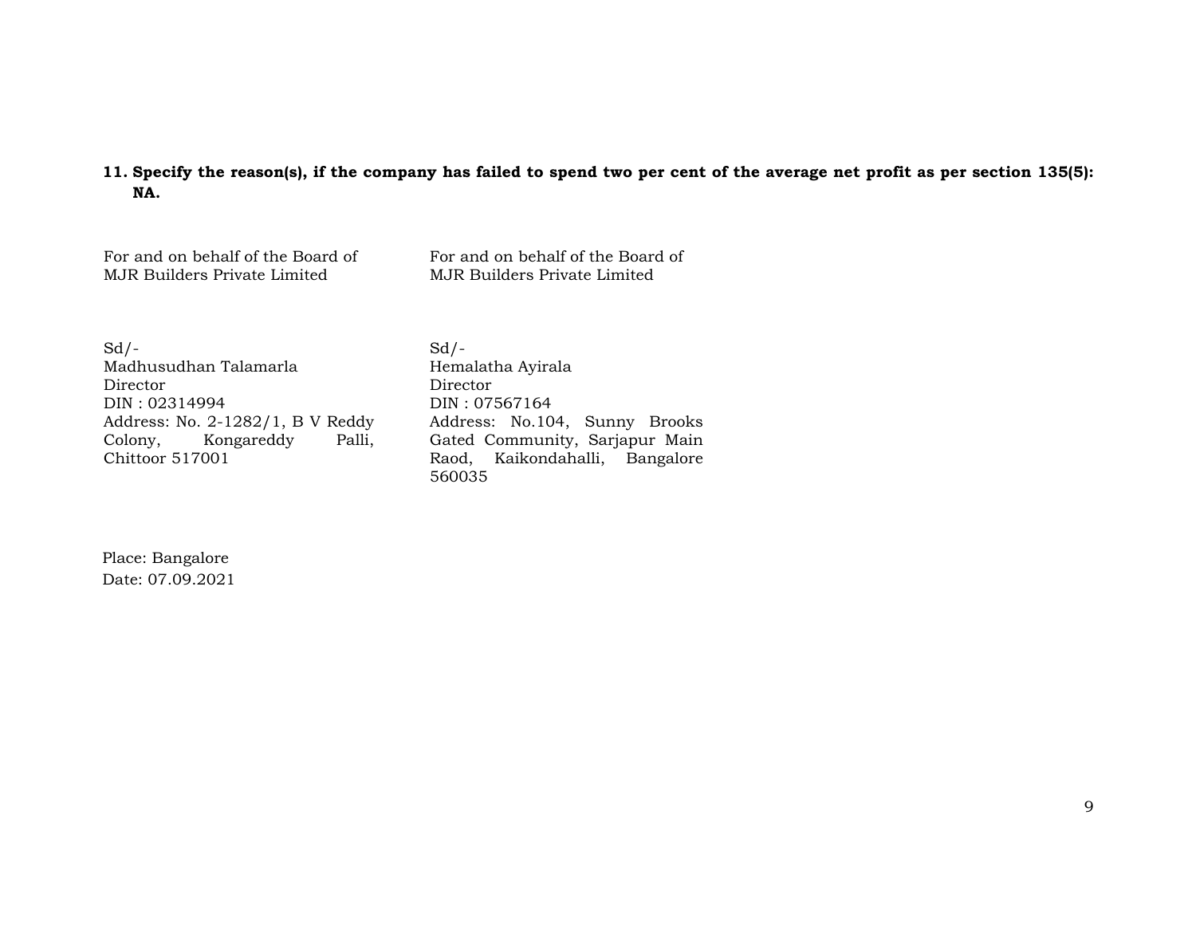**11. Specify the reason(s), if the company has failed to spend two per cent of the average net profit as per section 135(5): NA.**

For and on behalf of the Board of
MJR Builders Private Limited

Sd/-
Madhusudhan Talamarla
Director
DIN : 02314994
Address: No. 2-1282/1, B V Reddy Colony, Kongareddy Palli, Chittoor 517001

For and on behalf of the Board of
MJR Builders Private Limited

Sd/-
Hemalatha Ayirala
Director
DIN : 07567164
Address: No.104, Sunny Brooks Gated Community, Sarjapur Main Raod, Kaikondahalli, Bangalore 560035

Place: Bangalore
Date: 07.09.2021